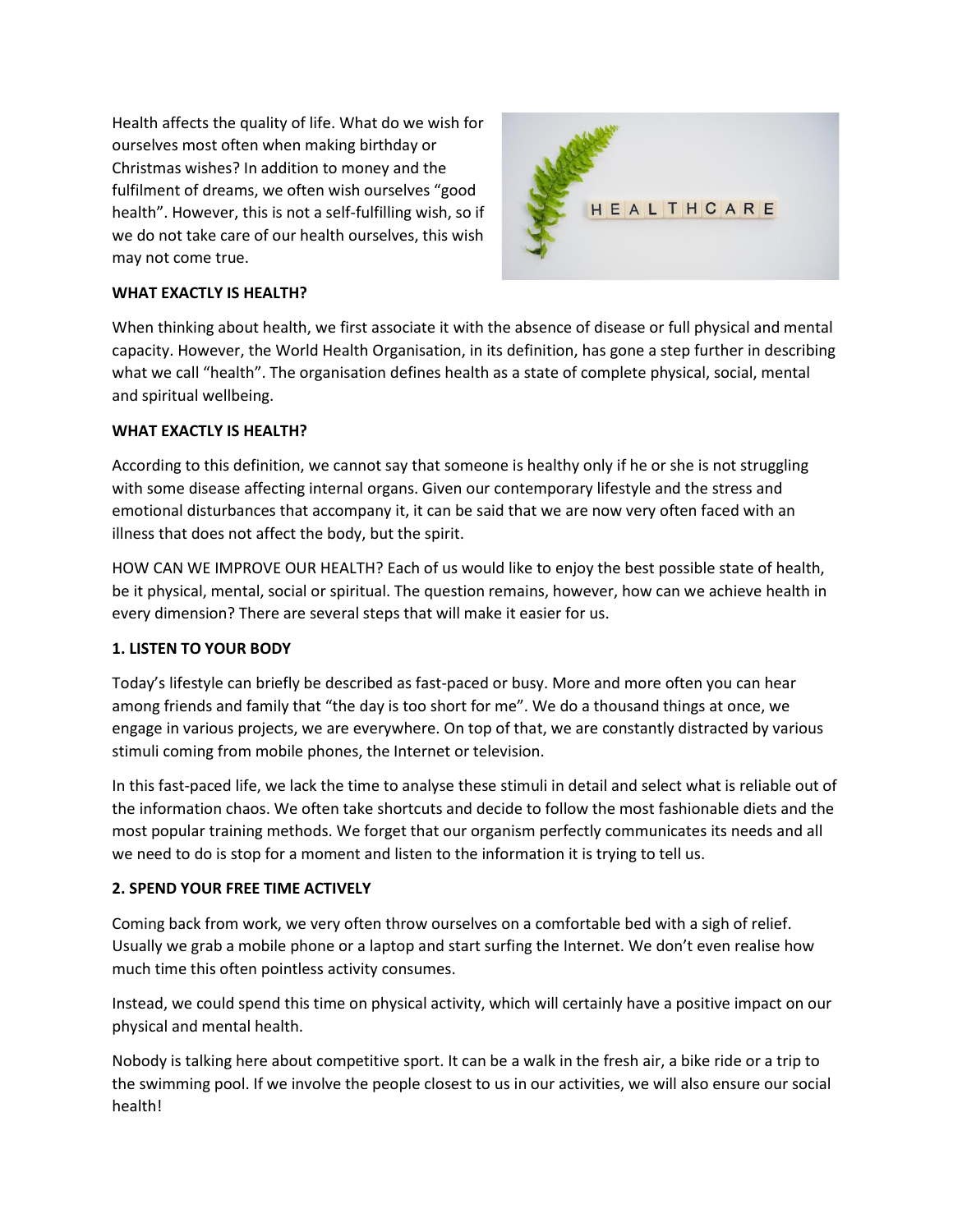Health affects the quality of life. What do we wish for ourselves most often when making birthday or Christmas wishes? In addition to money and the fulfilment of dreams, we often wish ourselves "good health". However, this is not a self-fulfilling wish, so if we do not take care of our health ourselves, this wish may not come true.

**WHAT EXACTLY IS HEALTH?**

When thinking about health, we first associate it with the absence of disease or full physical and mental capacity. However, the World Health Organisation, in its definition, has gone a step further in describing what we call "health". The organisation defines health as a state of complete physical, social, mental and spiritual wellbeing.

**WHAT EXACTLY IS HEALTH?**

According to this definition, we cannot say that someone is healthy only if he or she is not struggling with some disease affecting internal organs. Given our contemporary lifestyle and the stress and emotional disturbances that accompany it, it can be said that we are now very often faced with an illness that does not affect the body, but the spirit.

HOW CAN WE IMPROVE OUR HEALTH? Each of us would like to enjoy the best possible state of health, be it physical, mental, social or spiritual. The question remains, however, how can we achieve health in every dimension? There are several steps that will make it easier for us.

**1. LISTEN TO YOUR BODY**

Today's lifestyle can briefly be described as fast-paced or busy. More and more often you can hear among friends and family that "the day is too short for me". We do a thousand things at once, we engage in various projects, we are everywhere. On top of that, we are constantly distracted by various stimuli coming from mobile phones, the Internet or television.

In this fast-paced life, we lack the time to analyse these stimuli in detail and select what is reliable out of the information chaos. We often take shortcuts and decide to follow the most fashionable diets and the most popular training methods. We forget that our organism perfectly communicates its needs and all we need to do is stop for a moment and listen to the information it is trying to tell us.

**2. SPEND YOUR FREE TIME ACTIVELY**

Coming back from work, we very often throw ourselves on a comfortable bed with a sigh of relief. Usually we grab a mobile phone or a laptop and start surfing the Internet. We don't even realise how much time this often pointless activity consumes.

Instead, we could spend this time on physical activity, which will certainly have a positive impact on our physical and mental health.

Nobody is talking here about competitive sport. It can be a walk in the fresh air, a bike ride or a trip to the swimming pool. If we involve the people closest to us in our activities, we will also ensure our social health!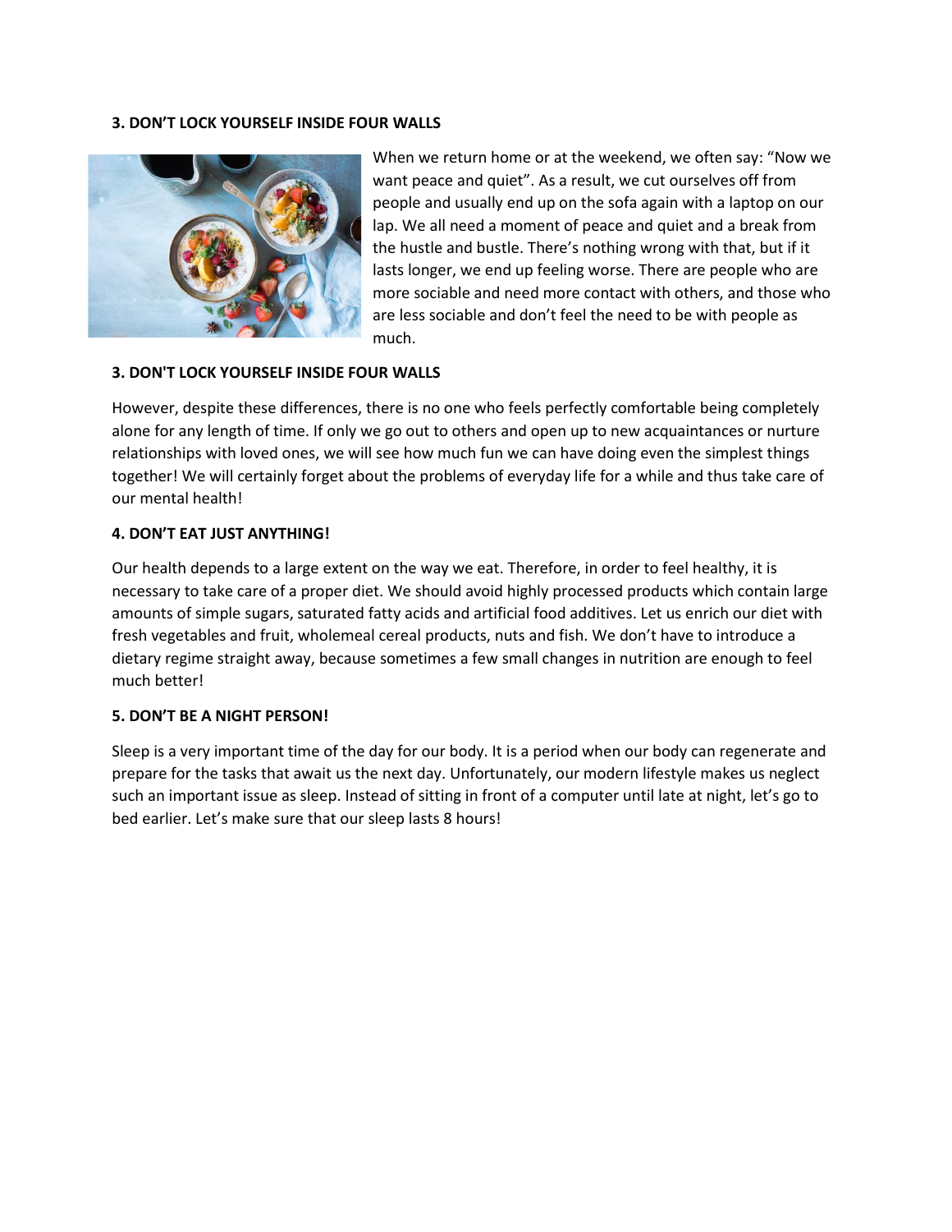### 3. DON’T LOCK YOURSELF INSIDE FOUR WALLS

When we return home or at the weekend, we often say: “Now we want peace and quiet”. As a result, we cut ourselves off from people and usually end up on the sofa again with a laptop on our lap. We all need a moment of peace and quiet and a break from the hustle and bustle. There’s nothing wrong with that, but if it lasts longer, we end up feeling worse. There are people who are more sociable and need more contact with others, and those who are less sociable and don’t feel the need to be with people as much.

### 3. DON'T LOCK YOURSELF INSIDE FOUR WALLS

However, despite these differences, there is no one who feels perfectly comfortable being completely alone for any length of time. If only we go out to others and open up to new acquaintances or nurture relationships with loved ones, we will see how much fun we can have doing even the simplest things together! We will certainly forget about the problems of everyday life for a while and thus take care of our mental health!

### 4. DON’T EAT JUST ANYTHING!

Our health depends to a large extent on the way we eat. Therefore, in order to feel healthy, it is necessary to take care of a proper diet. We should avoid highly processed products which contain large amounts of simple sugars, saturated fatty acids and artificial food additives. Let us enrich our diet with fresh vegetables and fruit, wholemeal cereal products, nuts and fish. We don’t have to introduce a dietary regime straight away, because sometimes a few small changes in nutrition are enough to feel much better!

### 5. DON’T BE A NIGHT PERSON!

Sleep is a very important time of the day for our body. It is a period when our body can regenerate and prepare for the tasks that await us the next day. Unfortunately, our modern lifestyle makes us neglect such an important issue as sleep. Instead of sitting in front of a computer until late at night, let’s go to bed earlier. Let’s make sure that our sleep lasts 8 hours!